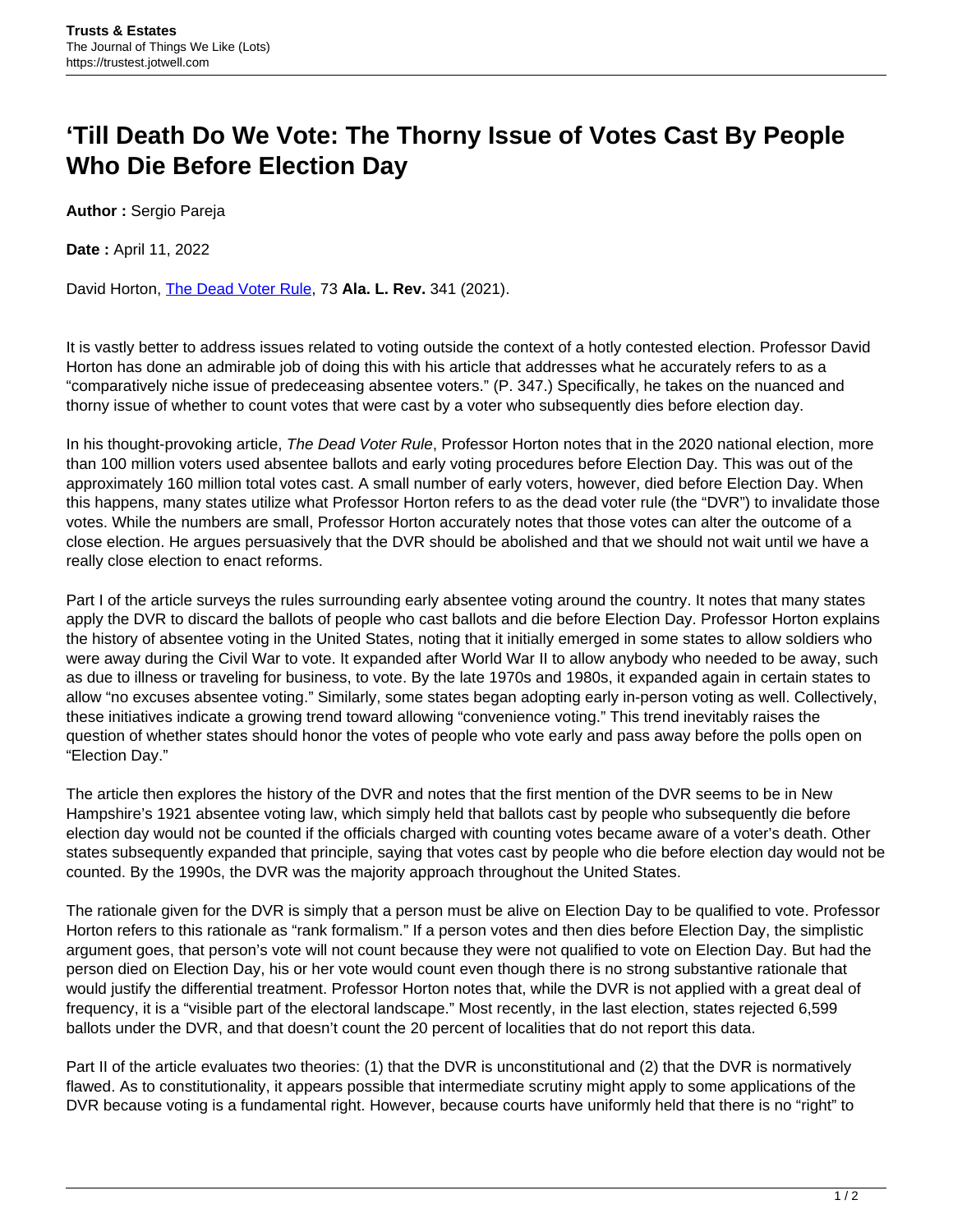# ‘Till Death Do We Vote: The Thorny Issue of Votes Cast By People Who Die Before Election Day

**Author :** Sergio Pareja

**Date :** April 11, 2022

David Horton, [The Dead Voter Rule](), 73 **Ala. L. Rev.** 341 (2021).

It is vastly better to address issues related to voting outside the context of a hotly contested election. Professor David Horton has done an admirable job of doing this with his article that addresses what he accurately refers to as a “comparatively niche issue of predeceasing absentee voters.” (P. 347.) Specifically, he takes on the nuanced and thorny issue of whether to count votes that were cast by a voter who subsequently dies before election day.

In his thought-provoking article, *The Dead Voter Rule*, Professor Horton notes that in the 2020 national election, more than 100 million voters used absentee ballots and early voting procedures before Election Day. This was out of the approximately 160 million total votes cast. A small number of early voters, however, died before Election Day. When this happens, many states utilize what Professor Horton refers to as the dead voter rule (the “DVR”) to invalidate those votes. While the numbers are small, Professor Horton accurately notes that those votes can alter the outcome of a close election. He argues persuasively that the DVR should be abolished and that we should not wait until we have a really close election to enact reforms.

Part I of the article surveys the rules surrounding early absentee voting around the country. It notes that many states apply the DVR to discard the ballots of people who cast ballots and die before Election Day. Professor Horton explains the history of absentee voting in the United States, noting that it initially emerged in some states to allow soldiers who were away during the Civil War to vote. It expanded after World War II to allow anybody who needed to be away, such as due to illness or traveling for business, to vote. By the late 1970s and 1980s, it expanded again in certain states to allow “no excuses absentee voting.” Similarly, some states began adopting early in-person voting as well. Collectively, these initiatives indicate a growing trend toward allowing “convenience voting.” This trend inevitably raises the question of whether states should honor the votes of people who vote early and pass away before the polls open on “Election Day.”

The article then explores the history of the DVR and notes that the first mention of the DVR seems to be in New Hampshire’s 1921 absentee voting law, which simply held that ballots cast by people who subsequently die before election day would not be counted if the officials charged with counting votes became aware of a voter’s death. Other states subsequently expanded that principle, saying that votes cast by people who die before election day would not be counted. By the 1990s, the DVR was the majority approach throughout the United States.

The rationale given for the DVR is simply that a person must be alive on Election Day to be qualified to vote. Professor Horton refers to this rationale as “rank formalism.” If a person votes and then dies before Election Day, the simplistic argument goes, that person’s vote will not count because they were not qualified to vote on Election Day. But had the person died on Election Day, his or her vote would count even though there is no strong substantive rationale that would justify the differential treatment. Professor Horton notes that, while the DVR is not applied with a great deal of frequency, it is a “visible part of the electoral landscape.” Most recently, in the last election, states rejected 6,599 ballots under the DVR, and that doesn’t count the 20 percent of localities that do not report this data.

Part II of the article evaluates two theories: (1) that the DVR is unconstitutional and (2) that the DVR is normatively flawed. As to constitutionality, it appears possible that intermediate scrutiny might apply to some applications of the DVR because voting is a fundamental right. However, because courts have uniformly held that there is no “right” to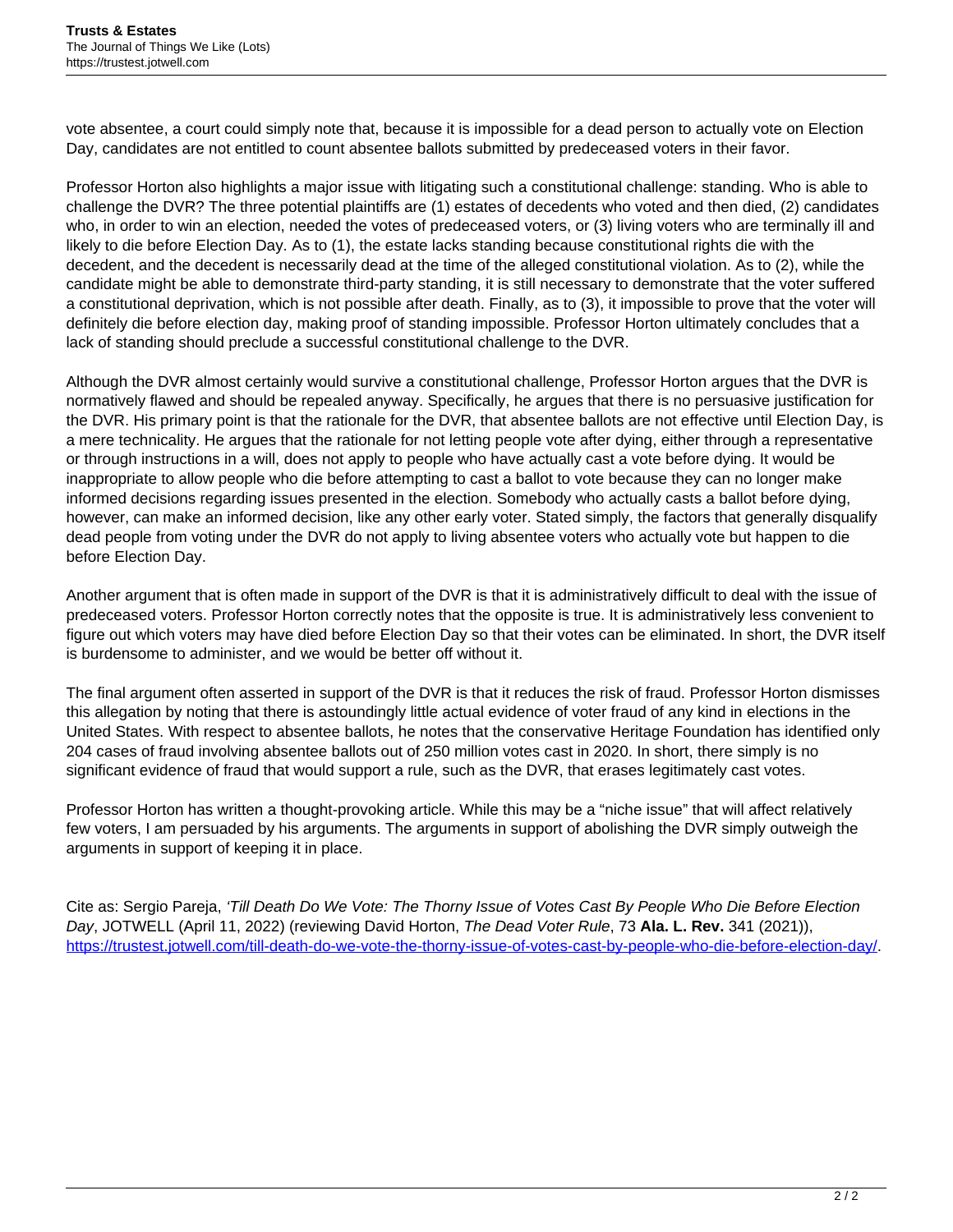vote absentee, a court could simply note that, because it is impossible for a dead person to actually vote on Election Day, candidates are not entitled to count absentee ballots submitted by predeceased voters in their favor.

Professor Horton also highlights a major issue with litigating such a constitutional challenge: standing. Who is able to challenge the DVR? The three potential plaintiffs are (1) estates of decedents who voted and then died, (2) candidates who, in order to win an election, needed the votes of predeceased voters, or (3) living voters who are terminally ill and likely to die before Election Day. As to (1), the estate lacks standing because constitutional rights die with the decedent, and the decedent is necessarily dead at the time of the alleged constitutional violation. As to (2), while the candidate might be able to demonstrate third-party standing, it is still necessary to demonstrate that the voter suffered a constitutional deprivation, which is not possible after death. Finally, as to (3), it impossible to prove that the voter will definitely die before election day, making proof of standing impossible. Professor Horton ultimately concludes that a lack of standing should preclude a successful constitutional challenge to the DVR.

Although the DVR almost certainly would survive a constitutional challenge, Professor Horton argues that the DVR is normatively flawed and should be repealed anyway. Specifically, he argues that there is no persuasive justification for the DVR. His primary point is that the rationale for the DVR, that absentee ballots are not effective until Election Day, is a mere technicality. He argues that the rationale for not letting people vote after dying, either through a representative or through instructions in a will, does not apply to people who have actually cast a vote before dying. It would be inappropriate to allow people who die before attempting to cast a ballot to vote because they can no longer make informed decisions regarding issues presented in the election. Somebody who actually casts a ballot before dying, however, can make an informed decision, like any other early voter. Stated simply, the factors that generally disqualify dead people from voting under the DVR do not apply to living absentee voters who actually vote but happen to die before Election Day.

Another argument that is often made in support of the DVR is that it is administratively difficult to deal with the issue of predeceased voters. Professor Horton correctly notes that the opposite is true. It is administratively less convenient to figure out which voters may have died before Election Day so that their votes can be eliminated. In short, the DVR itself is burdensome to administer, and we would be better off without it.

The final argument often asserted in support of the DVR is that it reduces the risk of fraud. Professor Horton dismisses this allegation by noting that there is astoundingly little actual evidence of voter fraud of any kind in elections in the United States. With respect to absentee ballots, he notes that the conservative Heritage Foundation has identified only 204 cases of fraud involving absentee ballots out of 250 million votes cast in 2020. In short, there simply is no significant evidence of fraud that would support a rule, such as the DVR, that erases legitimately cast votes.

Professor Horton has written a thought-provoking article. While this may be a “niche issue” that will affect relatively few voters, I am persuaded by his arguments. The arguments in support of abolishing the DVR simply outweigh the arguments in support of keeping it in place.

Cite as: Sergio Pareja, *'Till Death Do We Vote: The Thorny Issue of Votes Cast By People Who Die Before Election Day*, JOTWELL (April 11, 2022) (reviewing David Horton, *The Dead Voter Rule*, 73 **Ala. L. Rev.** 341 (2021)), https://trustest.jotwell.com/till-death-do-we-vote-the-thorny-issue-of-votes-cast-by-people-who-die-before-election-day/.